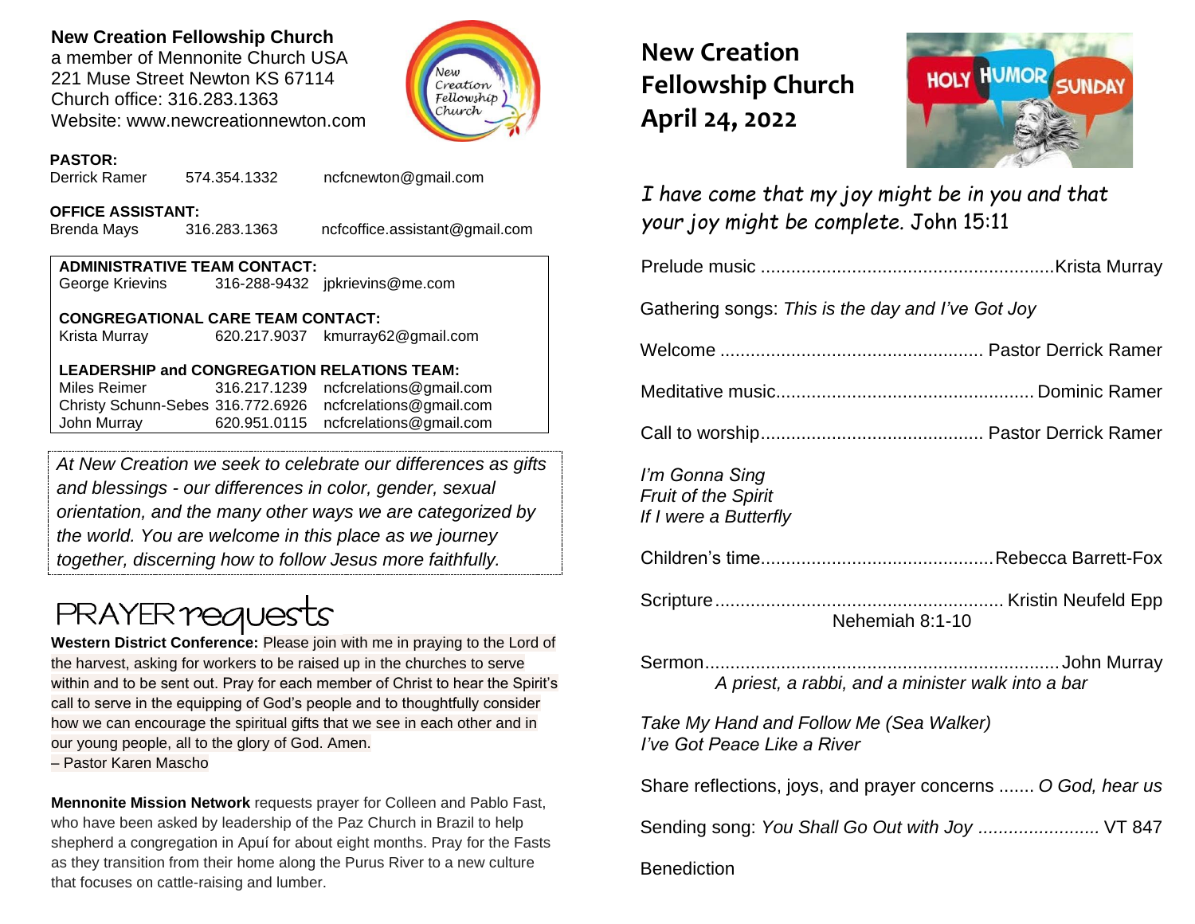**New Creation Fellowship Church**
a member of Mennonite Church USA
221 Muse Street Newton KS 67114
Church office: 316.283.1363
Website: www.newcreationnewton.com

**PASTOR:**
Derrick Ramer 574.354.1332 ncfcnewton@gmail.com

**OFFICE ASSISTANT:**
Brenda Mays 316.283.1363 ncfcoffice.assistant@gmail.com

**ADMINISTRATIVE TEAM CONTACT:**
George Krievins 316-288-9432 jpkrievins@me.com

**CONGREGATIONAL CARE TEAM CONTACT:**
Krista Murray 620.217.9037 kmurray62@gmail.com

**LEADERSHIP and CONGREGATION RELATIONS TEAM:**
Miles Reimer 316.217.1239 ncfcrelations@gmail.com
Christy Schunn-Sebes 316.772.6926 ncfcrelations@gmail.com
John Murray 620.951.0115 ncfcrelations@gmail.com

*At New Creation we seek to celebrate our differences as gifts and blessings - our differences in color, gender, sexual orientation, and the many other ways we are categorized by the world. You are welcome in this place as we journey together, discerning how to follow Jesus more faithfully.*

# PRAYER requests

**Western District Conference:** Please join with me in praying to the Lord of the harvest, asking for workers to be raised up in the churches to serve within and to be sent out. Pray for each member of Christ to hear the Spirit's call to serve in the equipping of God's people and to thoughtfully consider how we can encourage the spiritual gifts that we see in each other and in our young people, all to the glory of God. Amen.
– Pastor Karen Mascho

**Mennonite Mission Network** requests prayer for Colleen and Pablo Fast, who have been asked by leadership of the Paz Church in Brazil to help shepherd a congregation in Apuí for about eight months. Pray for the Fasts as they transition from their home along the Purus River to a new culture that focuses on cattle-raising and lumber.

# New Creation Fellowship Church
# April 24, 2022

HOLY HUMOR SUNDAY

*I have come that my joy might be in you and that your joy might be complete.* John 15:11

Prelude music ........................................................ Krista Murray

Gathering songs: *This is the day and I've Got Joy*

Welcome .................................................... Pastor Derrick Ramer

Meditative music.................................................. Dominic Ramer

Call to worship............................................ Pastor Derrick Ramer

*I'm Gonna Sing*
*Fruit of the Spirit*
*If I were a Butterfly*

Children's time............................................. Rebecca Barrett-Fox

Scripture ....................................................... Kristin Neufeld Epp
Nehemiah 8:1-10

Sermon..................................................................... John Murray
*A priest, a rabbi, and a minister walk into a bar*

*Take My Hand and Follow Me (Sea Walker)*
*I've Got Peace Like a River*

Share reflections, joys, and prayer concerns ....... *O God, hear us*

Sending song: *You Shall Go Out with Joy ........................* VT 847

Benediction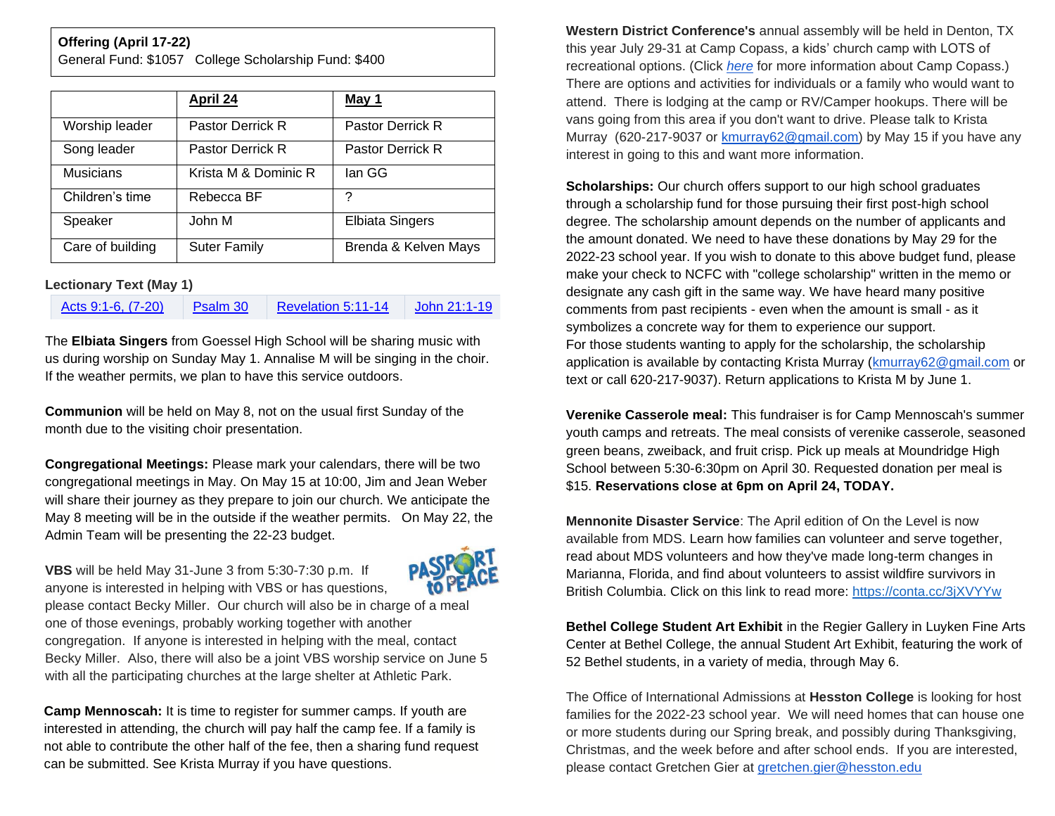**Offering (April 17-22)**
General Fund: $1057   College Scholarship Fund: $400

| | April 24 | May 1 |
|---|---|---|
| Worship leader | Pastor Derrick R | Pastor Derrick R |
| Song leader | Pastor Derrick R | Pastor Derrick R |
| Musicians | Krista M & Dominic R | Ian GG |
| Children's time | Rebecca BF | ? |
| Speaker | John M | Elbiata Singers |
| Care of building | Suter Family | Brenda & Kelven Mays |

**Lectionary Text (May 1)**

| Acts 9:1-6, (7-20) | Psalm 30 | Revelation 5:11-14 | John 21:1-19 |
|---|---|---|---|

The **Elbiata Singers** from Goessel High School will be sharing music with us during worship on Sunday May 1. Annalise M will be singing in the choir. If the weather permits, we plan to have this service outdoors.

**Communion** will be held on May 8, not on the usual first Sunday of the month due to the visiting choir presentation.

**Congregational Meetings:** Please mark your calendars, there will be two congregational meetings in May. On May 15 at 10:00, Jim and Jean Weber will share their journey as they prepare to join our church. We anticipate the May 8 meeting will be in the outside if the weather permits.   On May 22, the Admin Team will be presenting the 22-23 budget.

**VBS** will be held May 31-June 3 from 5:30-7:30 p.m.  If anyone is interested in helping with VBS or has questions, please contact Becky Miller.  Our church will also be in charge of a meal one of those evenings, probably working together with another congregation.  If anyone is interested in helping with the meal, contact Becky Miller.  Also, there will also be a joint VBS worship service on June 5 with all the participating churches at the large shelter at Athletic Park.

**Camp Mennoscah:** It is time to register for summer camps. If youth are interested in attending, the church will pay half the camp fee. If a family is not able to contribute the other half of the fee, then a sharing fund request can be submitted. See Krista Murray if you have questions.

**Western District Conference's** annual assembly will be held in Denton, TX this year July 29-31 at Camp Copass, a kids' church camp with LOTS of recreational options. (Click *here* for more information about Camp Copass.) There are options and activities for individuals or a family who would want to attend.  There is lodging at the camp or RV/Camper hookups. There will be vans going from this area if you don't want to drive. Please talk to Krista Murray  (620-217-9037 or kmurray62@gmail.com) by May 15 if you have any interest in going to this and want more information.

**Scholarships:** Our church offers support to our high school graduates through a scholarship fund for those pursuing their first post-high school degree. The scholarship amount depends on the number of applicants and the amount donated. We need to have these donations by May 29 for the 2022-23 school year. If you wish to donate to this above budget fund, please make your check to NCFC with "college scholarship" written in the memo or designate any cash gift in the same way. We have heard many positive comments from past recipients - even when the amount is small - as it symbolizes a concrete way for them to experience our support.
For those students wanting to apply for the scholarship, the scholarship application is available by contacting Krista Murray (kmurray62@gmail.com or text or call 620-217-9037). Return applications to Krista M by June 1.

**Verenike Casserole meal:** This fundraiser is for Camp Mennoscah's summer youth camps and retreats. The meal consists of verenike casserole, seasoned green beans, zweiback, and fruit crisp. Pick up meals at Moundridge High School between 5:30-6:30pm on April 30. Requested donation per meal is $15. **Reservations close at 6pm on April 24, TODAY.**

**Mennonite Disaster Service**: The April edition of On the Level is now available from MDS. Learn how families can volunteer and serve together, read about MDS volunteers and how they've made long-term changes in Marianna, Florida, and find about volunteers to assist wildfire survivors in British Columbia. Click on this link to read more: https://conta.cc/3jXVYYw

**Bethel College Student Art Exhibit** in the Regier Gallery in Luyken Fine Arts Center at Bethel College, the annual Student Art Exhibit, featuring the work of 52 Bethel students, in a variety of media, through May 6.

The Office of International Admissions at **Hesston College** is looking for host families for the 2022-23 school year.  We will need homes that can house one or more students during our Spring break, and possibly during Thanksgiving, Christmas, and the week before and after school ends.  If you are interested, please contact Gretchen Gier at gretchen.gier@hesston.edu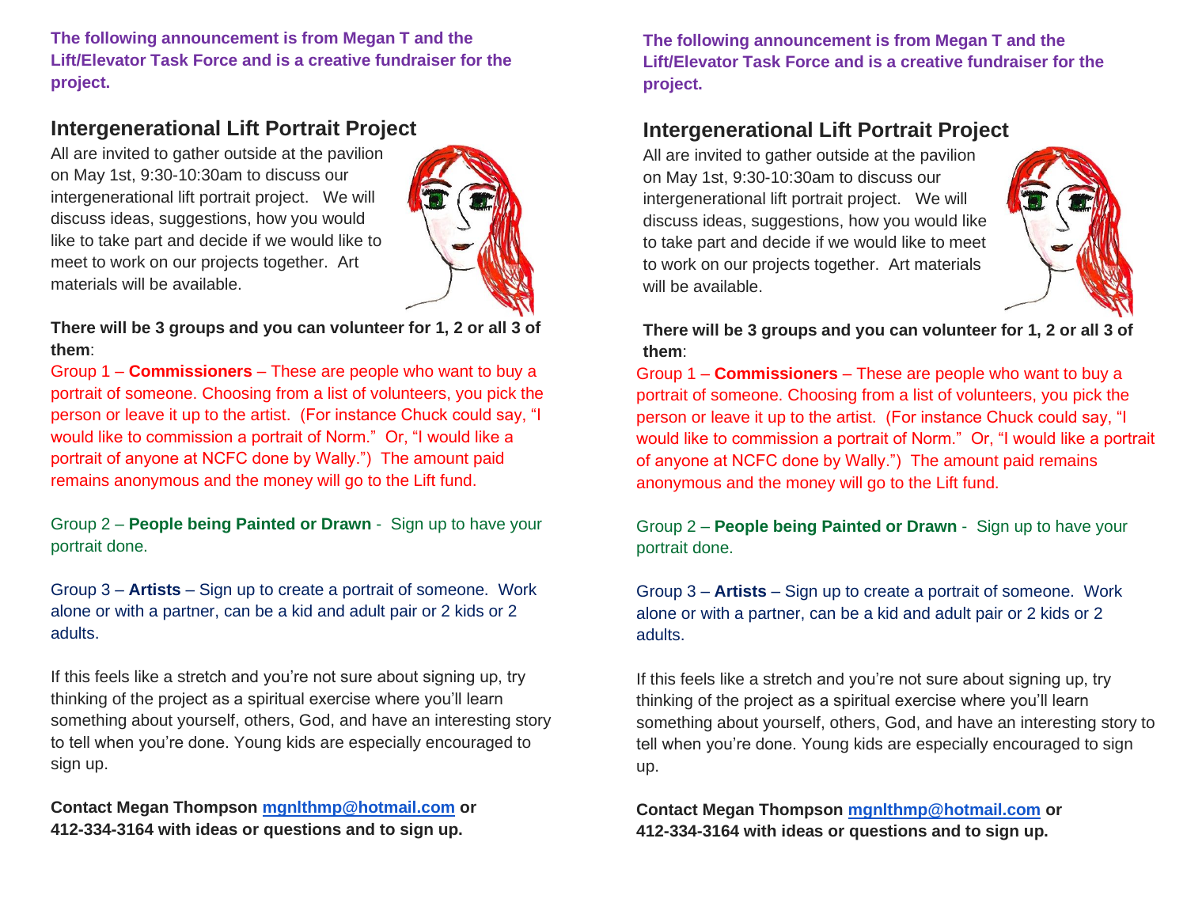**The following announcement is from Megan T and the Lift/Elevator Task Force and is a creative fundraiser for the project.**

## Intergenerational Lift Portrait Project

All are invited to gather outside at the pavilion on May 1st, 9:30-10:30am to discuss our intergenerational lift portrait project. We will discuss ideas, suggestions, how you would like to take part and decide if we would like to meet to work on our projects together. Art materials will be available.

**There will be 3 groups and you can volunteer for 1, 2 or all 3 of them**:

Group 1 – **Commissioners** – These are people who want to buy a portrait of someone. Choosing from a list of volunteers, you pick the person or leave it up to the artist. (For instance Chuck could say, "I would like to commission a portrait of Norm." Or, "I would like a portrait of anyone at NCFC done by Wally.") The amount paid remains anonymous and the money will go to the Lift fund.

Group 2 – **People being Painted or Drawn** - Sign up to have your portrait done.

Group 3 – **Artists** – Sign up to create a portrait of someone. Work alone or with a partner, can be a kid and adult pair or 2 kids or 2 adults.

If this feels like a stretch and you're not sure about signing up, try thinking of the project as a spiritual exercise where you'll learn something about yourself, others, God, and have an interesting story to tell when you're done. Young kids are especially encouraged to sign up.

**Contact Megan Thompson [mgnlthmp@hotmail.com](mailto:mgnlthmp@hotmail.com) or 412-334-3164 with ideas or questions and to sign up.**

**The following announcement is from Megan T and the Lift/Elevator Task Force and is a creative fundraiser for the project.**

## Intergenerational Lift Portrait Project

All are invited to gather outside at the pavilion on May 1st, 9:30-10:30am to discuss our intergenerational lift portrait project. We will discuss ideas, suggestions, how you would like to take part and decide if we would like to meet to work on our projects together. Art materials will be available.

**There will be 3 groups and you can volunteer for 1, 2 or all 3 of them**:

Group 1 – **Commissioners** – These are people who want to buy a portrait of someone. Choosing from a list of volunteers, you pick the person or leave it up to the artist. (For instance Chuck could say, "I would like to commission a portrait of Norm." Or, "I would like a portrait of anyone at NCFC done by Wally.") The amount paid remains anonymous and the money will go to the Lift fund.

Group 2 – **People being Painted or Drawn** - Sign up to have your portrait done.

Group 3 – **Artists** – Sign up to create a portrait of someone. Work alone or with a partner, can be a kid and adult pair or 2 kids or 2 adults.

If this feels like a stretch and you're not sure about signing up, try thinking of the project as a spiritual exercise where you'll learn something about yourself, others, God, and have an interesting story to tell when you're done. Young kids are especially encouraged to sign up.

**Contact Megan Thompson [mgnlthmp@hotmail.com](mailto:mgnlthmp@hotmail.com) or 412-334-3164 with ideas or questions and to sign up.**